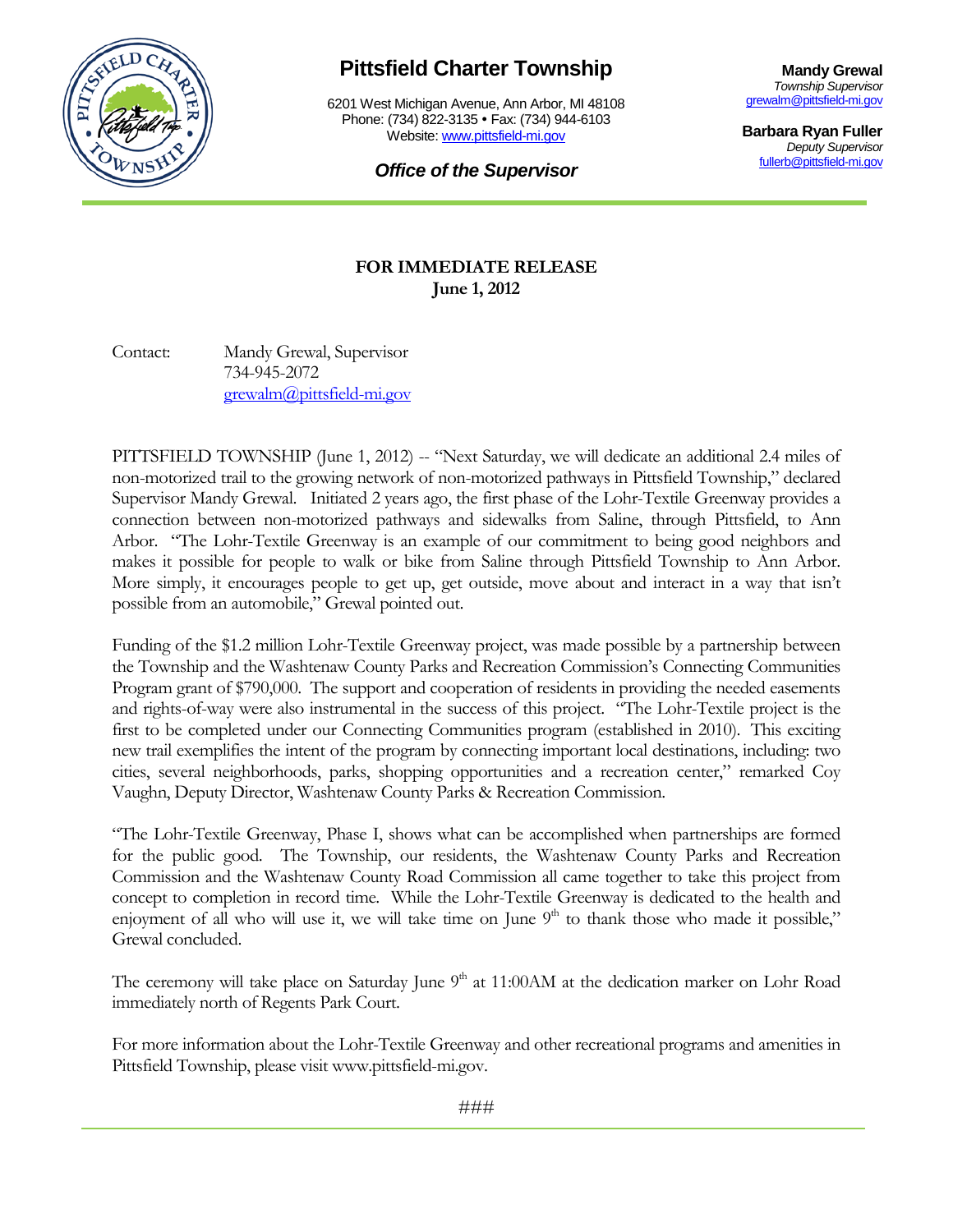# Pittsfield Charter Township

6201 West Michigan Avenue, Ann Arbor, MI 48108
Phone: (734) 822-3135 • Fax: (734) 944-6103
Website: www.pittsfield-mi.gov

***Office of the Supervisor***

**Mandy Grewal**
*Township Supervisor*
grewalm@pittsfield-mi.gov

**Barbara Ryan Fuller**
*Deputy Supervisor*
fullerb@pittsfield-mi.gov

**FOR IMMEDIATE RELEASE**
**June 1, 2012**

Contact: Mandy Grewal, Supervisor
734-945-2072
grewalm@pittsfield-mi.gov

PITTSFIELD TOWNSHIP (June 1, 2012) -- "Next Saturday, we will dedicate an additional 2.4 miles of non-motorized trail to the growing network of non-motorized pathways in Pittsfield Township," declared Supervisor Mandy Grewal. Initiated 2 years ago, the first phase of the Lohr-Textile Greenway provides a connection between non-motorized pathways and sidewalks from Saline, through Pittsfield, to Ann Arbor. "The Lohr-Textile Greenway is an example of our commitment to being good neighbors and makes it possible for people to walk or bike from Saline through Pittsfield Township to Ann Arbor. More simply, it encourages people to get up, get outside, move about and interact in a way that isn't possible from an automobile," Grewal pointed out.

Funding of the $1.2 million Lohr-Textile Greenway project, was made possible by a partnership between the Township and the Washtenaw County Parks and Recreation Commission's Connecting Communities Program grant of $790,000. The support and cooperation of residents in providing the needed easements and rights-of-way were also instrumental in the success of this project. "The Lohr-Textile project is the first to be completed under our Connecting Communities program (established in 2010). This exciting new trail exemplifies the intent of the program by connecting important local destinations, including: two cities, several neighborhoods, parks, shopping opportunities and a recreation center," remarked Coy Vaughn, Deputy Director, Washtenaw County Parks & Recreation Commission.

"The Lohr-Textile Greenway, Phase I, shows what can be accomplished when partnerships are formed for the public good. The Township, our residents, the Washtenaw County Parks and Recreation Commission and the Washtenaw County Road Commission all came together to take this project from concept to completion in record time. While the Lohr-Textile Greenway is dedicated to the health and enjoyment of all who will use it, we will take time on June 9th to thank those who made it possible," Grewal concluded.

The ceremony will take place on Saturday June 9th at 11:00AM at the dedication marker on Lohr Road immediately north of Regents Park Court.

For more information about the Lohr-Textile Greenway and other recreational programs and amenities in Pittsfield Township, please visit www.pittsfield-mi.gov.

###